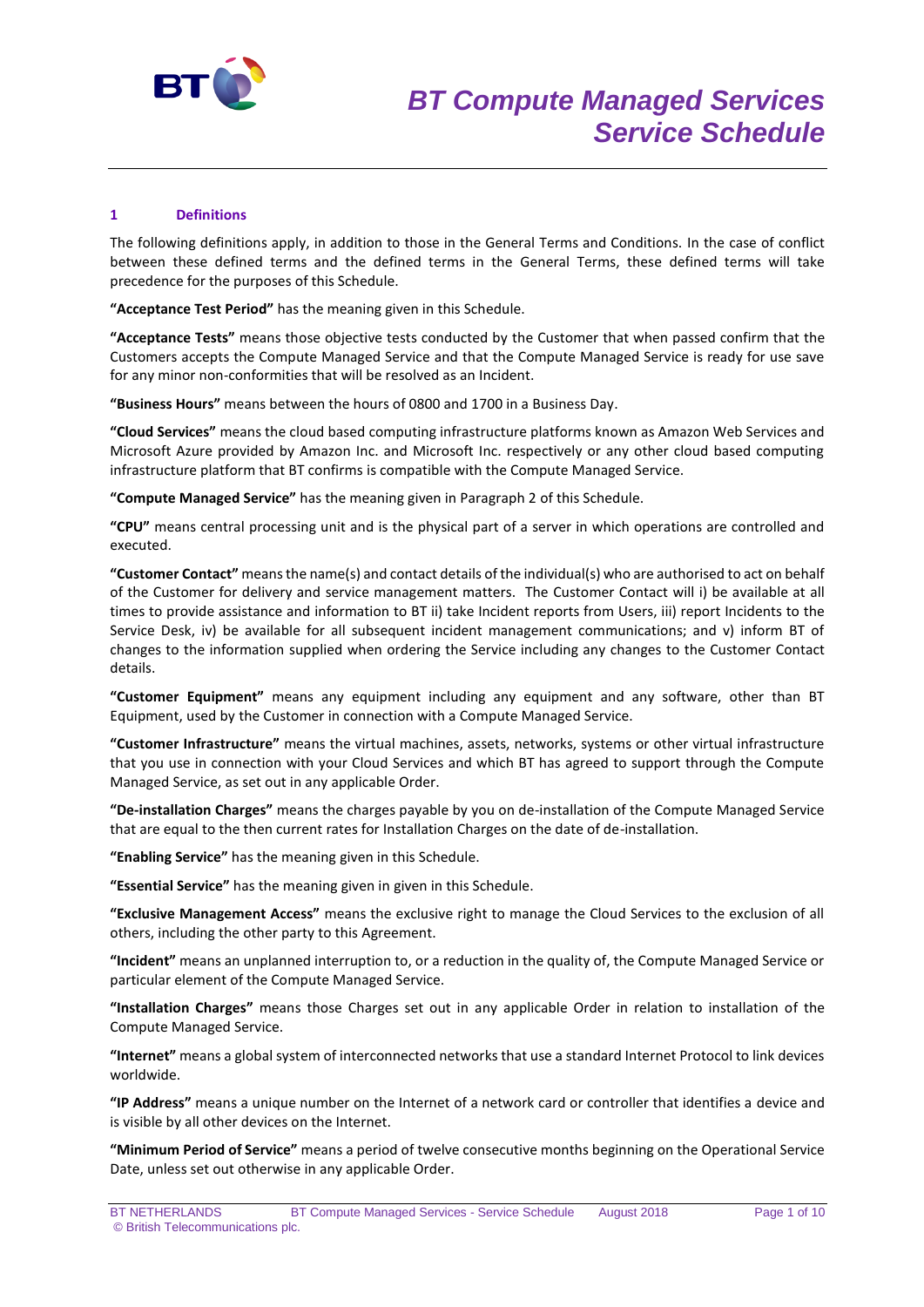# BT Compute Managed Services Service Schedule

## 1 Definitions

The following definitions apply, in addition to those in the General Terms and Conditions. In the case of conflict between these defined terms and the defined terms in the General Terms, these defined terms will take precedence for the purposes of this Schedule.

**"Acceptance Test Period"** has the meaning given in this Schedule.

**"Acceptance Tests"** means those objective tests conducted by the Customer that when passed confirm that the Customers accepts the Compute Managed Service and that the Compute Managed Service is ready for use save for any minor non-conformities that will be resolved as an Incident.

**"Business Hours"** means between the hours of 0800 and 1700 in a Business Day.

**"Cloud Services"** means the cloud based computing infrastructure platforms known as Amazon Web Services and Microsoft Azure provided by Amazon Inc. and Microsoft Inc. respectively or any other cloud based computing infrastructure platform that BT confirms is compatible with the Compute Managed Service.

**"Compute Managed Service"** has the meaning given in Paragraph 2 of this Schedule.

**"CPU"** means central processing unit and is the physical part of a server in which operations are controlled and executed.

**"Customer Contact"** means the name(s) and contact details of the individual(s) who are authorised to act on behalf of the Customer for delivery and service management matters. The Customer Contact will i) be available at all times to provide assistance and information to BT ii) take Incident reports from Users, iii) report Incidents to the Service Desk, iv) be available for all subsequent incident management communications; and v) inform BT of changes to the information supplied when ordering the Service including any changes to the Customer Contact details.

**"Customer Equipment"** means any equipment including any equipment and any software, other than BT Equipment, used by the Customer in connection with a Compute Managed Service.

**"Customer Infrastructure"** means the virtual machines, assets, networks, systems or other virtual infrastructure that you use in connection with your Cloud Services and which BT has agreed to support through the Compute Managed Service, as set out in any applicable Order.

**"De-installation Charges"** means the charges payable by you on de-installation of the Compute Managed Service that are equal to the then current rates for Installation Charges on the date of de-installation.

**"Enabling Service"** has the meaning given in this Schedule.

**"Essential Service"** has the meaning given in given in this Schedule.

**"Exclusive Management Access"** means the exclusive right to manage the Cloud Services to the exclusion of all others, including the other party to this Agreement.

**"Incident"** means an unplanned interruption to, or a reduction in the quality of, the Compute Managed Service or particular element of the Compute Managed Service.

**"Installation Charges"** means those Charges set out in any applicable Order in relation to installation of the Compute Managed Service.

**"Internet"** means a global system of interconnected networks that use a standard Internet Protocol to link devices worldwide.

**"IP Address"** means a unique number on the Internet of a network card or controller that identifies a device and is visible by all other devices on the Internet.

**"Minimum Period of Service"** means a period of twelve consecutive months beginning on the Operational Service Date, unless set out otherwise in any applicable Order.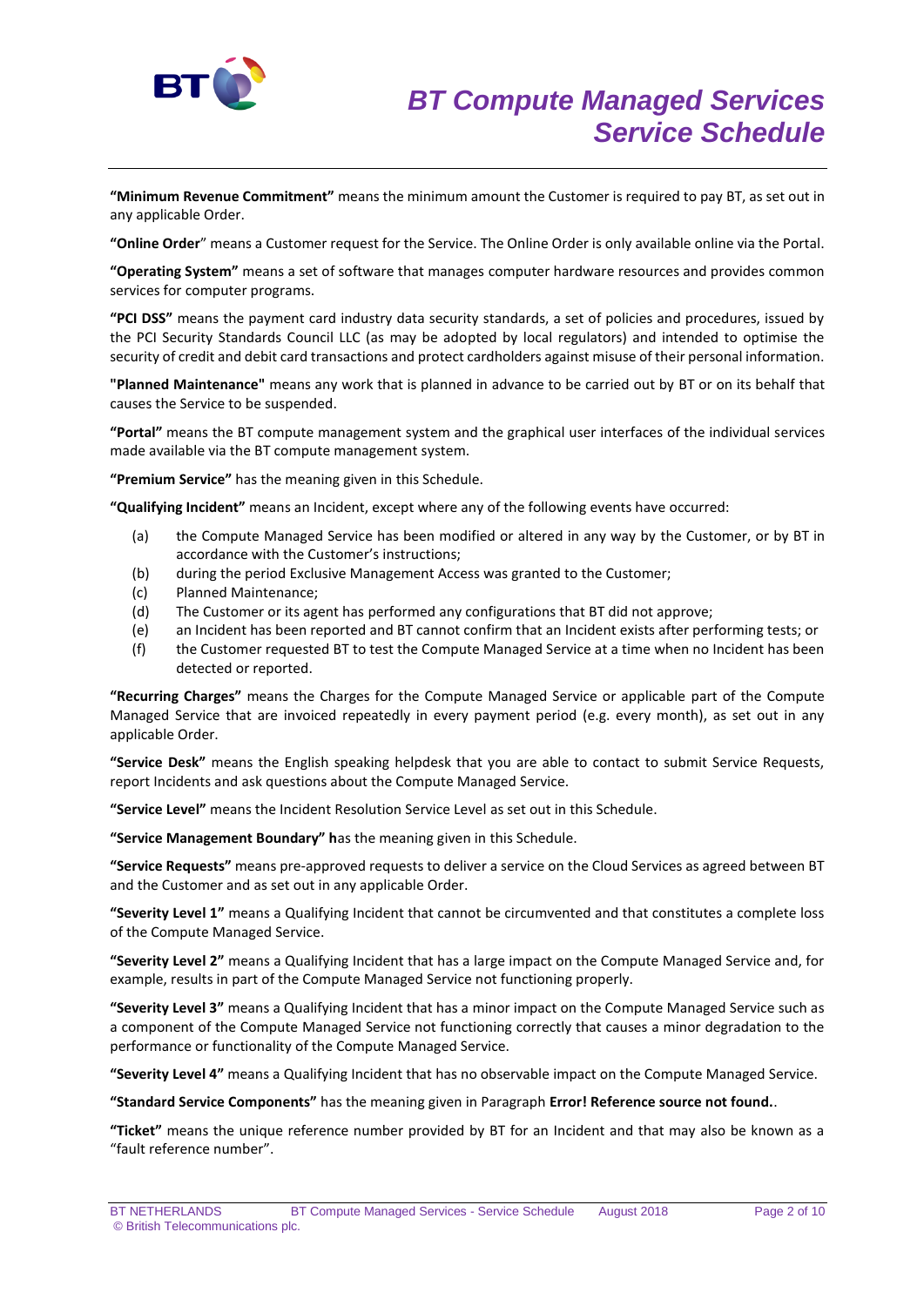**"Minimum Revenue Commitment"** means the minimum amount the Customer is required to pay BT, as set out in any applicable Order.

**"Online Order"** means a Customer request for the Service. The Online Order is only available online via the Portal.

**"Operating System"** means a set of software that manages computer hardware resources and provides common services for computer programs.

**"PCI DSS"** means the payment card industry data security standards, a set of policies and procedures, issued by the PCI Security Standards Council LLC (as may be adopted by local regulators) and intended to optimise the security of credit and debit card transactions and protect cardholders against misuse of their personal information.

**"Planned Maintenance"** means any work that is planned in advance to be carried out by BT or on its behalf that causes the Service to be suspended.

**"Portal"** means the BT compute management system and the graphical user interfaces of the individual services made available via the BT compute management system.

**"Premium Service"** has the meaning given in this Schedule.

**"Qualifying Incident"** means an Incident, except where any of the following events have occurred:

(a) the Compute Managed Service has been modified or altered in any way by the Customer, or by BT in accordance with the Customer's instructions;

(b) during the period Exclusive Management Access was granted to the Customer;

(c) Planned Maintenance;

(d) The Customer or its agent has performed any configurations that BT did not approve;

(e) an Incident has been reported and BT cannot confirm that an Incident exists after performing tests; or

(f) the Customer requested BT to test the Compute Managed Service at a time when no Incident has been detected or reported.

**"Recurring Charges"** means the Charges for the Compute Managed Service or applicable part of the Compute Managed Service that are invoiced repeatedly in every payment period (e.g. every month), as set out in any applicable Order.

**"Service Desk"** means the English speaking helpdesk that you are able to contact to submit Service Requests, report Incidents and ask questions about the Compute Managed Service.

**"Service Level"** means the Incident Resolution Service Level as set out in this Schedule.

**"Service Management Boundary" h**as the meaning given in this Schedule.

**"Service Requests"** means pre-approved requests to deliver a service on the Cloud Services as agreed between BT and the Customer and as set out in any applicable Order.

**"Severity Level 1"** means a Qualifying Incident that cannot be circumvented and that constitutes a complete loss of the Compute Managed Service.

**"Severity Level 2"** means a Qualifying Incident that has a large impact on the Compute Managed Service and, for example, results in part of the Compute Managed Service not functioning properly.

**"Severity Level 3"** means a Qualifying Incident that has a minor impact on the Compute Managed Service such as a component of the Compute Managed Service not functioning correctly that causes a minor degradation to the performance or functionality of the Compute Managed Service.

**"Severity Level 4"** means a Qualifying Incident that has no observable impact on the Compute Managed Service.

**"Standard Service Components"** has the meaning given in Paragraph **Error! Reference source not found.**.

**"Ticket"** means the unique reference number provided by BT for an Incident and that may also be known as a "fault reference number".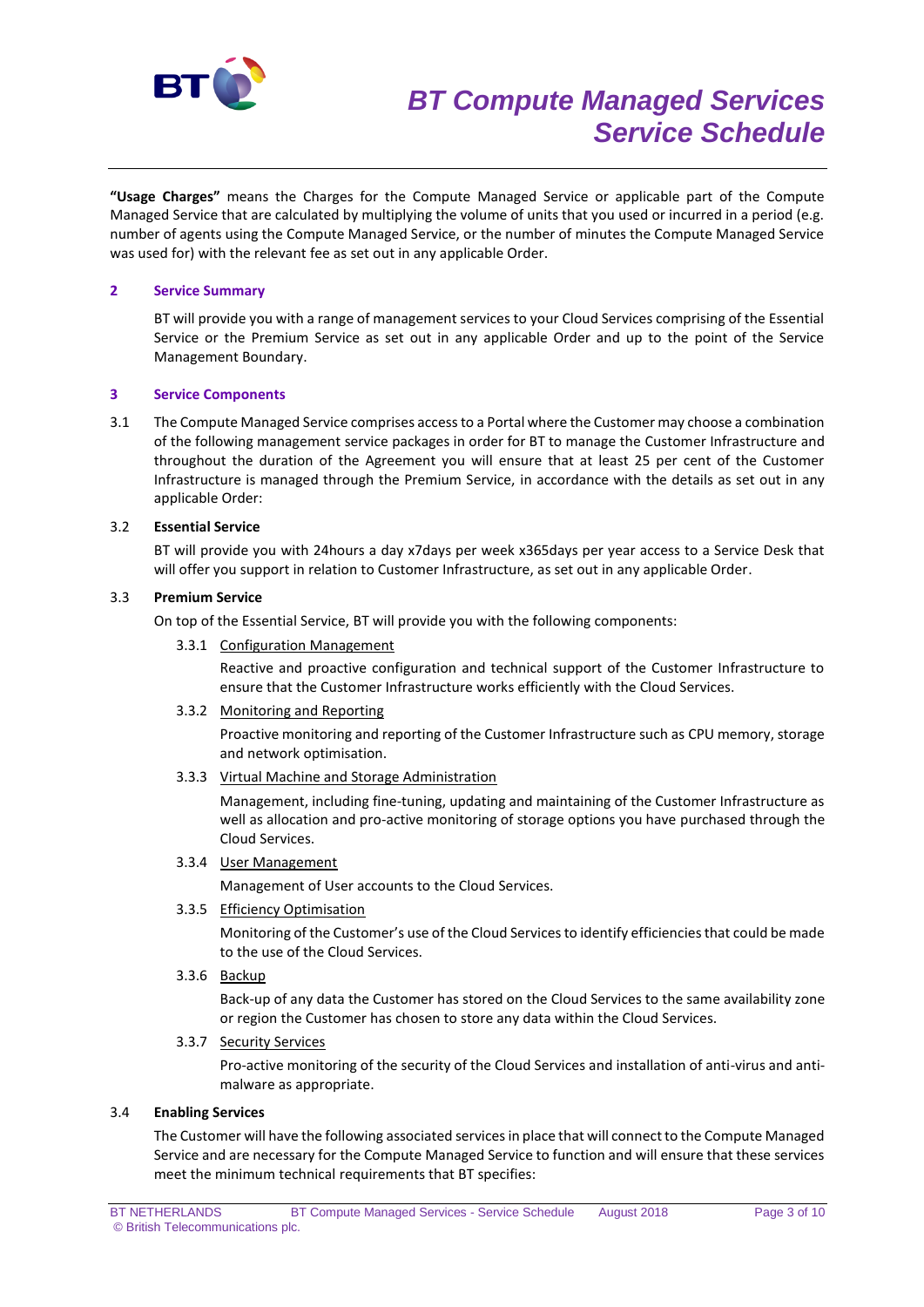**"Usage Charges"** means the Charges for the Compute Managed Service or applicable part of the Compute Managed Service that are calculated by multiplying the volume of units that you used or incurred in a period (e.g. number of agents using the Compute Managed Service, or the number of minutes the Compute Managed Service was used for) with the relevant fee as set out in any applicable Order.

## 2 Service Summary

BT will provide you with a range of management services to your Cloud Services comprising of the Essential Service or the Premium Service as set out in any applicable Order and up to the point of the Service Management Boundary.

## 3 Service Components

3.1 The Compute Managed Service comprises access to a Portal where the Customer may choose a combination of the following management service packages in order for BT to manage the Customer Infrastructure and throughout the duration of the Agreement you will ensure that at least 25 per cent of the Customer Infrastructure is managed through the Premium Service, in accordance with the details as set out in any applicable Order:

3.2 **Essential Service**

BT will provide you with 24hours a day x7days per week x365days per year access to a Service Desk that will offer you support in relation to Customer Infrastructure, as set out in any applicable Order.

3.3 **Premium Service**

On top of the Essential Service, BT will provide you with the following components:

3.3.1 Configuration Management

Reactive and proactive configuration and technical support of the Customer Infrastructure to ensure that the Customer Infrastructure works efficiently with the Cloud Services.

3.3.2 Monitoring and Reporting

Proactive monitoring and reporting of the Customer Infrastructure such as CPU memory, storage and network optimisation.

3.3.3 Virtual Machine and Storage Administration

Management, including fine-tuning, updating and maintaining of the Customer Infrastructure as well as allocation and pro-active monitoring of storage options you have purchased through the Cloud Services.

3.3.4 User Management

Management of User accounts to the Cloud Services.

3.3.5 Efficiency Optimisation

Monitoring of the Customer's use of the Cloud Services to identify efficiencies that could be made to the use of the Cloud Services.

3.3.6 Backup

Back-up of any data the Customer has stored on the Cloud Services to the same availability zone or region the Customer has chosen to store any data within the Cloud Services.

3.3.7 Security Services

Pro-active monitoring of the security of the Cloud Services and installation of anti-virus and anti-malware as appropriate.

3.4 **Enabling Services**

The Customer will have the following associated services in place that will connect to the Compute Managed Service and are necessary for the Compute Managed Service to function and will ensure that these services meet the minimum technical requirements that BT specifies: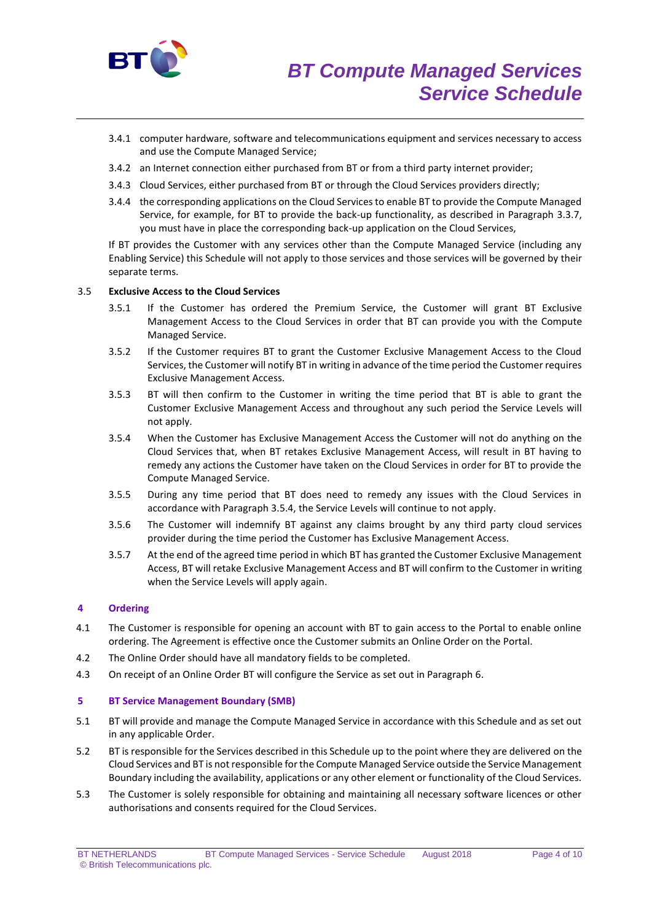3.4.1 computer hardware, software and telecommunications equipment and services necessary to access and use the Compute Managed Service;

3.4.2 an Internet connection either purchased from BT or from a third party internet provider;

3.4.3 Cloud Services, either purchased from BT or through the Cloud Services providers directly;

3.4.4 the corresponding applications on the Cloud Services to enable BT to provide the Compute Managed Service, for example, for BT to provide the back-up functionality, as described in Paragraph 3.3.7, you must have in place the corresponding back-up application on the Cloud Services,

If BT provides the Customer with any services other than the Compute Managed Service (including any Enabling Service) this Schedule will not apply to those services and those services will be governed by their separate terms.

3.5 **Exclusive Access to the Cloud Services**

3.5.1 If the Customer has ordered the Premium Service, the Customer will grant BT Exclusive Management Access to the Cloud Services in order that BT can provide you with the Compute Managed Service.

3.5.2 If the Customer requires BT to grant the Customer Exclusive Management Access to the Cloud Services, the Customer will notify BT in writing in advance of the time period the Customer requires Exclusive Management Access.

3.5.3 BT will then confirm to the Customer in writing the time period that BT is able to grant the Customer Exclusive Management Access and throughout any such period the Service Levels will not apply.

3.5.4 When the Customer has Exclusive Management Access the Customer will not do anything on the Cloud Services that, when BT retakes Exclusive Management Access, will result in BT having to remedy any actions the Customer have taken on the Cloud Services in order for BT to provide the Compute Managed Service.

3.5.5 During any time period that BT does need to remedy any issues with the Cloud Services in accordance with Paragraph 3.5.4, the Service Levels will continue to not apply.

3.5.6 The Customer will indemnify BT against any claims brought by any third party cloud services provider during the time period the Customer has Exclusive Management Access.

3.5.7 At the end of the agreed time period in which BT has granted the Customer Exclusive Management Access, BT will retake Exclusive Management Access and BT will confirm to the Customer in writing when the Service Levels will apply again.

## 4 Ordering

4.1 The Customer is responsible for opening an account with BT to gain access to the Portal to enable online ordering. The Agreement is effective once the Customer submits an Online Order on the Portal.

4.2 The Online Order should have all mandatory fields to be completed.

4.3 On receipt of an Online Order BT will configure the Service as set out in Paragraph 6.

## 5 BT Service Management Boundary (SMB)

5.1 BT will provide and manage the Compute Managed Service in accordance with this Schedule and as set out in any applicable Order.

5.2 BT is responsible for the Services described in this Schedule up to the point where they are delivered on the Cloud Services and BT is not responsible for the Compute Managed Service outside the Service Management Boundary including the availability, applications or any other element or functionality of the Cloud Services.

5.3 The Customer is solely responsible for obtaining and maintaining all necessary software licences or other authorisations and consents required for the Cloud Services.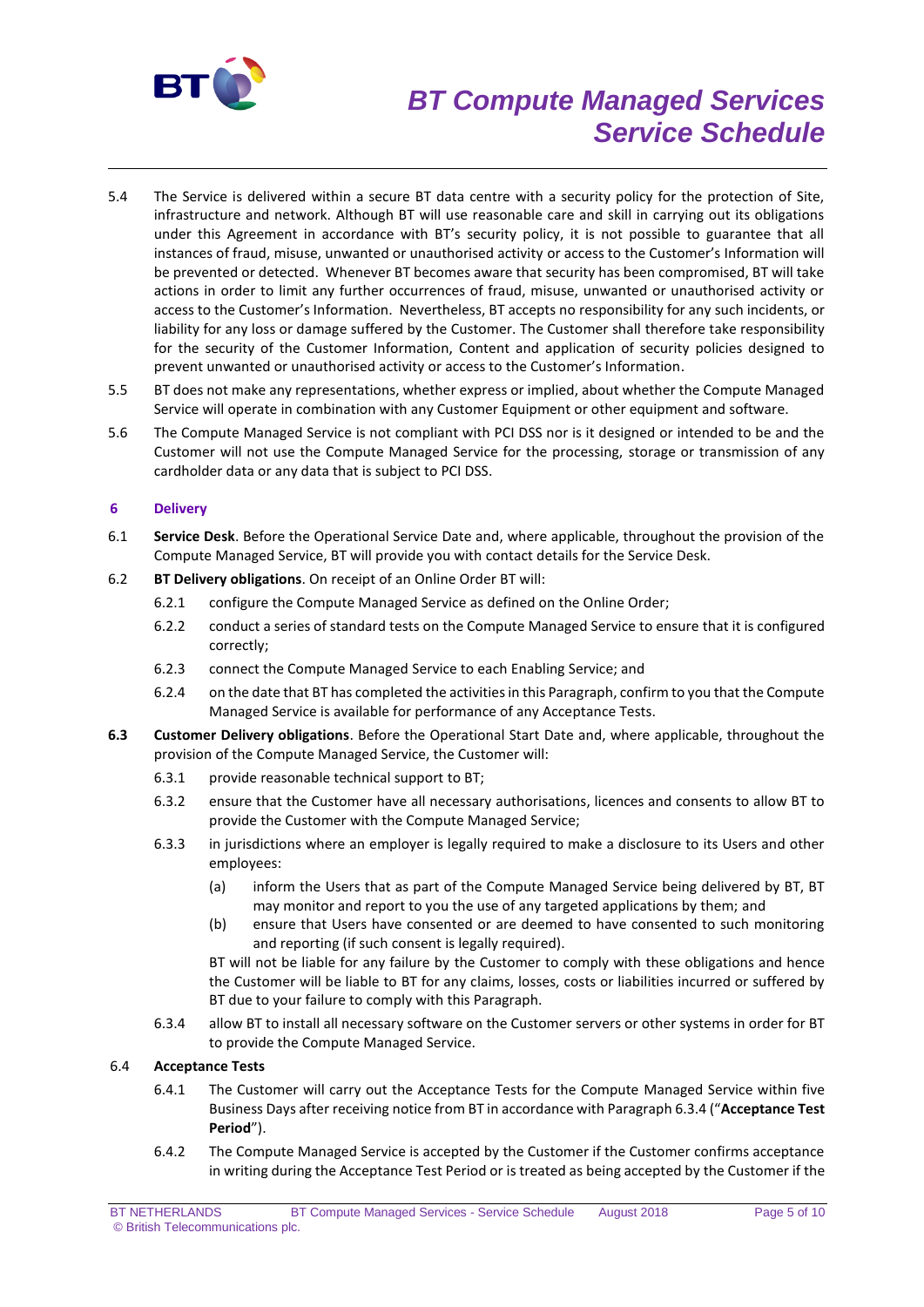5.4 The Service is delivered within a secure BT data centre with a security policy for the protection of Site, infrastructure and network. Although BT will use reasonable care and skill in carrying out its obligations under this Agreement in accordance with BT's security policy, it is not possible to guarantee that all instances of fraud, misuse, unwanted or unauthorised activity or access to the Customer's Information will be prevented or detected. Whenever BT becomes aware that security has been compromised, BT will take actions in order to limit any further occurrences of fraud, misuse, unwanted or unauthorised activity or access to the Customer's Information. Nevertheless, BT accepts no responsibility for any such incidents, or liability for any loss or damage suffered by the Customer. The Customer shall therefore take responsibility for the security of the Customer Information, Content and application of security policies designed to prevent unwanted or unauthorised activity or access to the Customer's Information.

5.5 BT does not make any representations, whether express or implied, about whether the Compute Managed Service will operate in combination with any Customer Equipment or other equipment and software.

5.6 The Compute Managed Service is not compliant with PCI DSS nor is it designed or intended to be and the Customer will not use the Compute Managed Service for the processing, storage or transmission of any cardholder data or any data that is subject to PCI DSS.

## 6 Delivery

6.1 **Service Desk**. Before the Operational Service Date and, where applicable, throughout the provision of the Compute Managed Service, BT will provide you with contact details for the Service Desk.

6.2 **BT Delivery obligations**. On receipt of an Online Order BT will:

6.2.1 configure the Compute Managed Service as defined on the Online Order;

6.2.2 conduct a series of standard tests on the Compute Managed Service to ensure that it is configured correctly;

6.2.3 connect the Compute Managed Service to each Enabling Service; and

6.2.4 on the date that BT has completed the activities in this Paragraph, confirm to you that the Compute Managed Service is available for performance of any Acceptance Tests.

**6.3** **Customer Delivery obligations**. Before the Operational Start Date and, where applicable, throughout the provision of the Compute Managed Service, the Customer will:

6.3.1 provide reasonable technical support to BT;

6.3.2 ensure that the Customer have all necessary authorisations, licences and consents to allow BT to provide the Customer with the Compute Managed Service;

6.3.3 in jurisdictions where an employer is legally required to make a disclosure to its Users and other employees:

(a) inform the Users that as part of the Compute Managed Service being delivered by BT, BT may monitor and report to you the use of any targeted applications by them; and

(b) ensure that Users have consented or are deemed to have consented to such monitoring and reporting (if such consent is legally required).

BT will not be liable for any failure by the Customer to comply with these obligations and hence the Customer will be liable to BT for any claims, losses, costs or liabilities incurred or suffered by BT due to your failure to comply with this Paragraph.

6.3.4 allow BT to install all necessary software on the Customer servers or other systems in order for BT to provide the Compute Managed Service.

6.4 **Acceptance Tests**

6.4.1 The Customer will carry out the Acceptance Tests for the Compute Managed Service within five Business Days after receiving notice from BT in accordance with Paragraph 6.3.4 ("**Acceptance Test Period**").

6.4.2 The Compute Managed Service is accepted by the Customer if the Customer confirms acceptance in writing during the Acceptance Test Period or is treated as being accepted by the Customer if the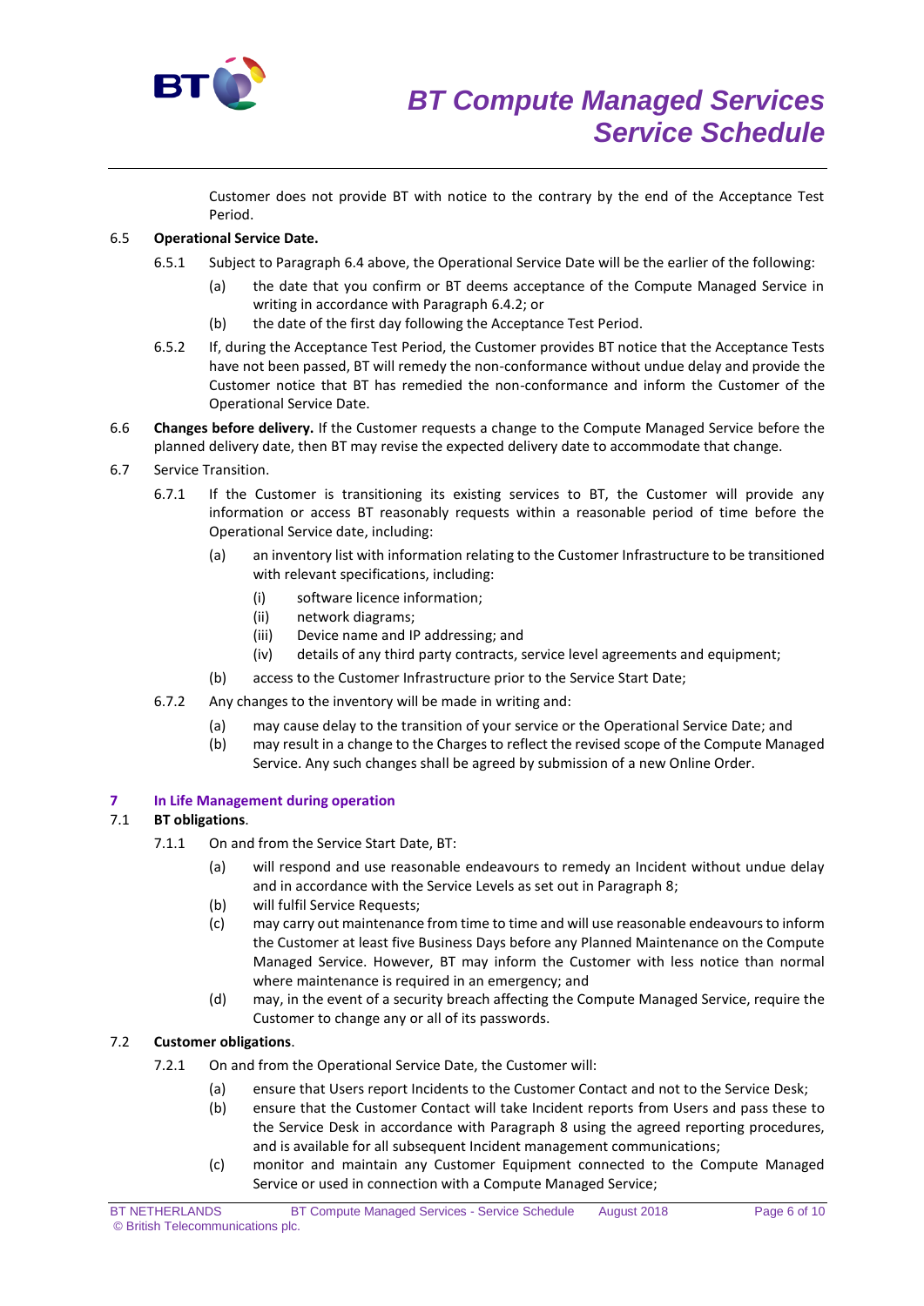Customer does not provide BT with notice to the contrary by the end of the Acceptance Test Period.

6.5 **Operational Service Date.**

6.5.1 Subject to Paragraph 6.4 above, the Operational Service Date will be the earlier of the following:

(a) the date that you confirm or BT deems acceptance of the Compute Managed Service in writing in accordance with Paragraph 6.4.2; or

(b) the date of the first day following the Acceptance Test Period.

6.5.2 If, during the Acceptance Test Period, the Customer provides BT notice that the Acceptance Tests have not been passed, BT will remedy the non-conformance without undue delay and provide the Customer notice that BT has remedied the non-conformance and inform the Customer of the Operational Service Date.

6.6 **Changes before delivery.** If the Customer requests a change to the Compute Managed Service before the planned delivery date, then BT may revise the expected delivery date to accommodate that change.

6.7 Service Transition.

6.7.1 If the Customer is transitioning its existing services to BT, the Customer will provide any information or access BT reasonably requests within a reasonable period of time before the Operational Service date, including:

(a) an inventory list with information relating to the Customer Infrastructure to be transitioned with relevant specifications, including:

(i) software licence information;

(ii) network diagrams;

(iii) Device name and IP addressing; and

(iv) details of any third party contracts, service level agreements and equipment;

(b) access to the Customer Infrastructure prior to the Service Start Date;

6.7.2 Any changes to the inventory will be made in writing and:

(a) may cause delay to the transition of your service or the Operational Service Date; and

(b) may result in a change to the Charges to reflect the revised scope of the Compute Managed Service. Any such changes shall be agreed by submission of a new Online Order.

## 7 In Life Management during operation

7.1 **BT obligations**.

7.1.1 On and from the Service Start Date, BT:

(a) will respond and use reasonable endeavours to remedy an Incident without undue delay and in accordance with the Service Levels as set out in Paragraph 8;

(b) will fulfil Service Requests;

(c) may carry out maintenance from time to time and will use reasonable endeavours to inform the Customer at least five Business Days before any Planned Maintenance on the Compute Managed Service. However, BT may inform the Customer with less notice than normal where maintenance is required in an emergency; and

(d) may, in the event of a security breach affecting the Compute Managed Service, require the Customer to change any or all of its passwords.

7.2 **Customer obligations**.

7.2.1 On and from the Operational Service Date, the Customer will:

(a) ensure that Users report Incidents to the Customer Contact and not to the Service Desk;

(b) ensure that the Customer Contact will take Incident reports from Users and pass these to the Service Desk in accordance with Paragraph 8 using the agreed reporting procedures, and is available for all subsequent Incident management communications;

(c) monitor and maintain any Customer Equipment connected to the Compute Managed Service or used in connection with a Compute Managed Service;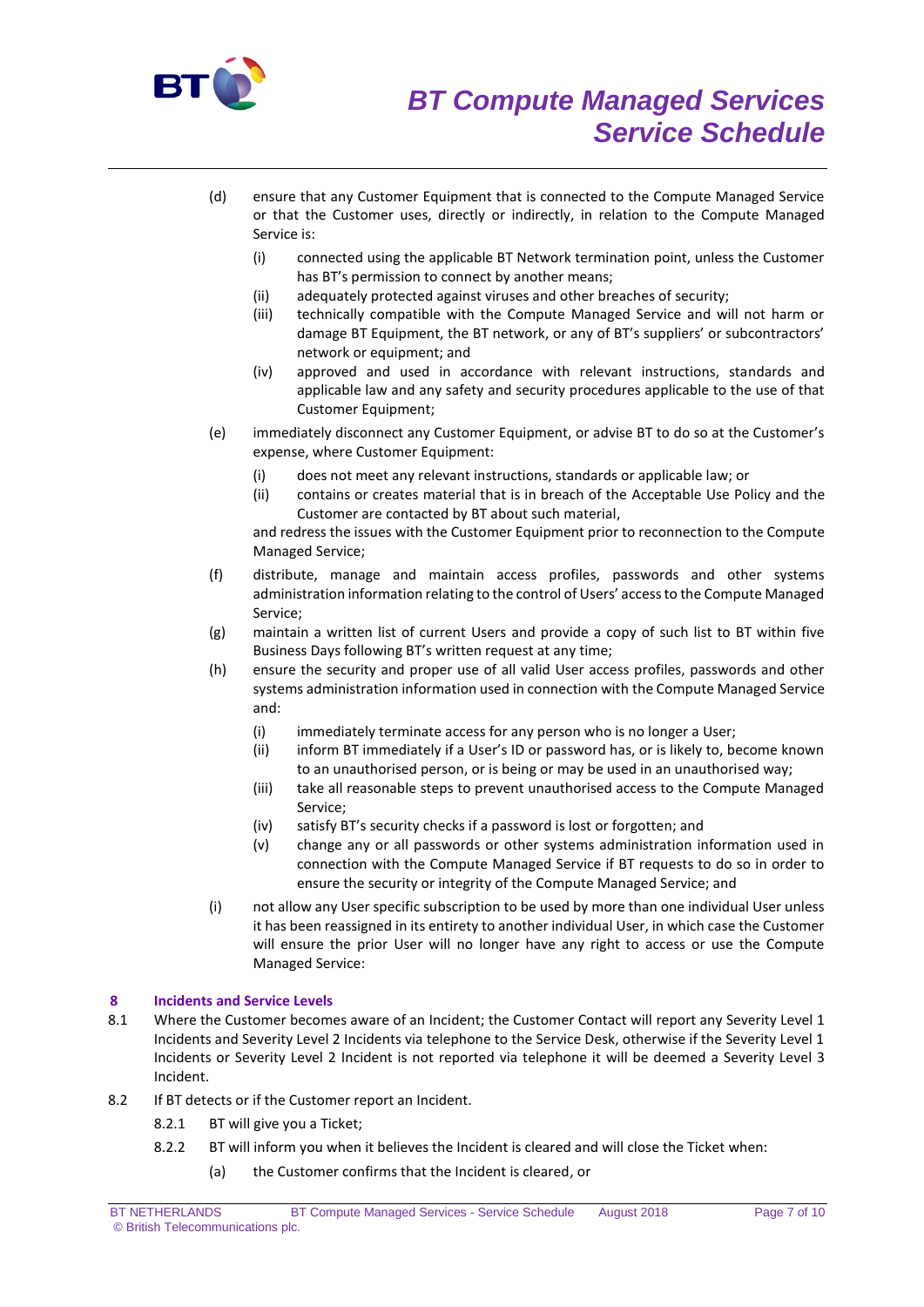(d) ensure that any Customer Equipment that is connected to the Compute Managed Service or that the Customer uses, directly or indirectly, in relation to the Compute Managed Service is:

   (i) connected using the applicable BT Network termination point, unless the Customer has BT's permission to connect by another means;
   (ii) adequately protected against viruses and other breaches of security;
   (iii) technically compatible with the Compute Managed Service and will not harm or damage BT Equipment, the BT network, or any of BT's suppliers' or subcontractors' network or equipment; and
   (iv) approved and used in accordance with relevant instructions, standards and applicable law and any safety and security procedures applicable to the use of that Customer Equipment;

(e) immediately disconnect any Customer Equipment, or advise BT to do so at the Customer's expense, where Customer Equipment:

   (i) does not meet any relevant instructions, standards or applicable law; or
   (ii) contains or creates material that is in breach of the Acceptable Use Policy and the Customer are contacted by BT about such material,

   and redress the issues with the Customer Equipment prior to reconnection to the Compute Managed Service;

(f) distribute, manage and maintain access profiles, passwords and other systems administration information relating to the control of Users' access to the Compute Managed Service;

(g) maintain a written list of current Users and provide a copy of such list to BT within five Business Days following BT's written request at any time;

(h) ensure the security and proper use of all valid User access profiles, passwords and other systems administration information used in connection with the Compute Managed Service and:

   (i) immediately terminate access for any person who is no longer a User;
   (ii) inform BT immediately if a User's ID or password has, or is likely to, become known to an unauthorised person, or is being or may be used in an unauthorised way;
   (iii) take all reasonable steps to prevent unauthorised access to the Compute Managed Service;
   (iv) satisfy BT's security checks if a password is lost or forgotten; and
   (v) change any or all passwords or other systems administration information used in connection with the Compute Managed Service if BT requests to do so in order to ensure the security or integrity of the Compute Managed Service; and

(i) not allow any User specific subscription to be used by more than one individual User unless it has been reassigned in its entirety to another individual User, in which case the Customer will ensure the prior User will no longer have any right to access or use the Compute Managed Service:

## 8 Incidents and Service Levels

8.1 Where the Customer becomes aware of an Incident; the Customer Contact will report any Severity Level 1 Incidents and Severity Level 2 Incidents via telephone to the Service Desk, otherwise if the Severity Level 1 Incidents or Severity Level 2 Incident is not reported via telephone it will be deemed a Severity Level 3 Incident.

8.2 If BT detects or if the Customer report an Incident.

   8.2.1 BT will give you a Ticket;

   8.2.2 BT will inform you when it believes the Incident is cleared and will close the Ticket when:

      (a) the Customer confirms that the Incident is cleared, or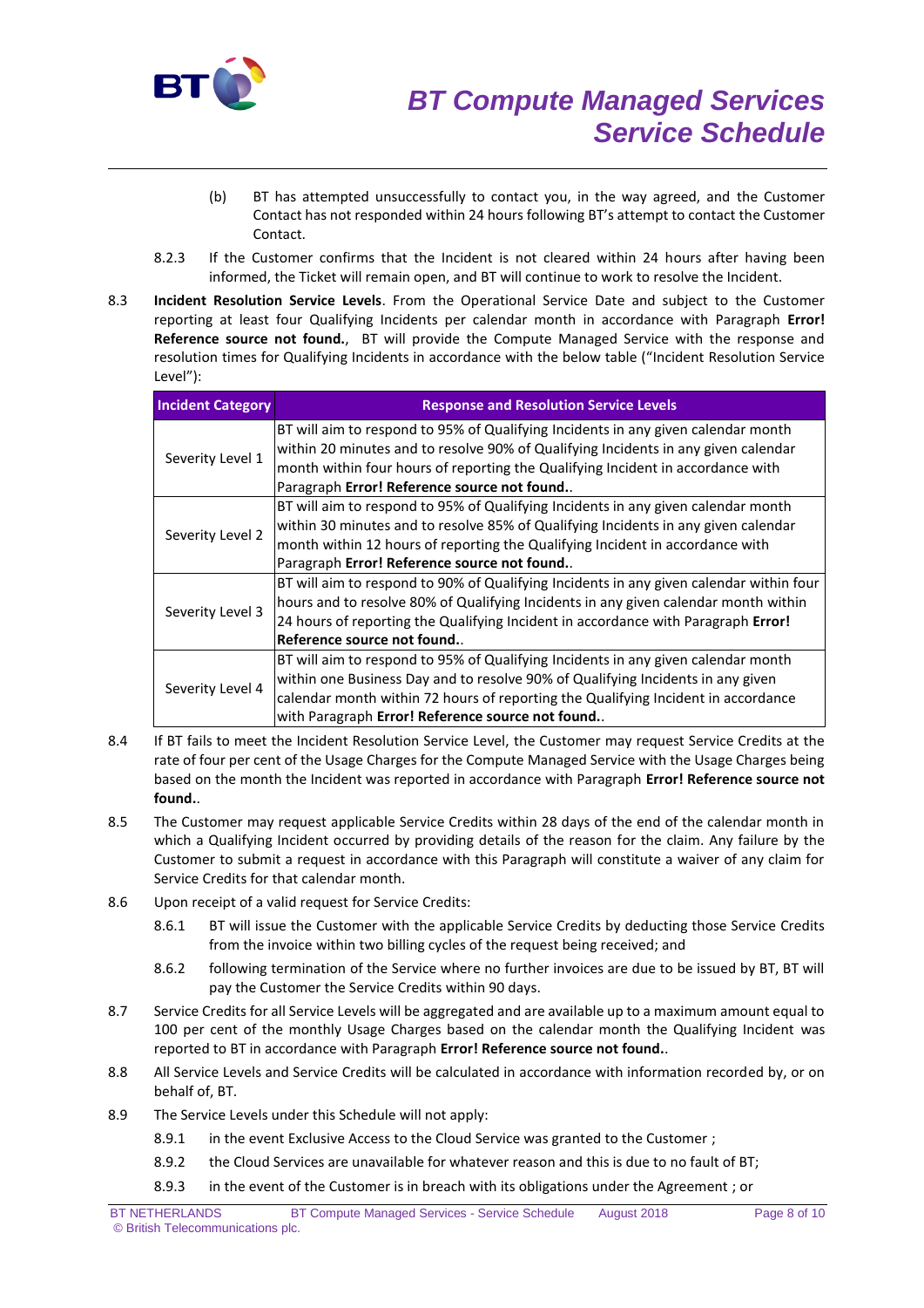(b) BT has attempted unsuccessfully to contact you, in the way agreed, and the Customer Contact has not responded within 24 hours following BT's attempt to contact the Customer Contact.

8.2.3 If the Customer confirms that the Incident is not cleared within 24 hours after having been informed, the Ticket will remain open, and BT will continue to work to resolve the Incident.

8.3 **Incident Resolution Service Levels**. From the Operational Service Date and subject to the Customer reporting at least four Qualifying Incidents per calendar month in accordance with Paragraph **Error! Reference source not found.**, BT will provide the Compute Managed Service with the response and resolution times for Qualifying Incidents in accordance with the below table ("Incident Resolution Service Level"):

| Incident Category | Response and Resolution Service Levels |
|---|---|
| Severity Level 1 | BT will aim to respond to 95% of Qualifying Incidents in any given calendar month within 20 minutes and to resolve 90% of Qualifying Incidents in any given calendar month within four hours of reporting the Qualifying Incident in accordance with Paragraph **Error! Reference source not found.**. |
| Severity Level 2 | BT will aim to respond to 95% of Qualifying Incidents in any given calendar month within 30 minutes and to resolve 85% of Qualifying Incidents in any given calendar month within 12 hours of reporting the Qualifying Incident in accordance with Paragraph **Error! Reference source not found.**. |
| Severity Level 3 | BT will aim to respond to 90% of Qualifying Incidents in any given calendar within four hours and to resolve 80% of Qualifying Incidents in any given calendar month within 24 hours of reporting the Qualifying Incident in accordance with Paragraph **Error! Reference source not found.**. |
| Severity Level 4 | BT will aim to respond to 95% of Qualifying Incidents in any given calendar month within one Business Day and to resolve 90% of Qualifying Incidents in any given calendar month within 72 hours of reporting the Qualifying Incident in accordance with Paragraph **Error! Reference source not found.**. |

8.4 If BT fails to meet the Incident Resolution Service Level, the Customer may request Service Credits at the rate of four per cent of the Usage Charges for the Compute Managed Service with the Usage Charges being based on the month the Incident was reported in accordance with Paragraph **Error! Reference source not found.**.

8.5 The Customer may request applicable Service Credits within 28 days of the end of the calendar month in which a Qualifying Incident occurred by providing details of the reason for the claim. Any failure by the Customer to submit a request in accordance with this Paragraph will constitute a waiver of any claim for Service Credits for that calendar month.

8.6 Upon receipt of a valid request for Service Credits:

8.6.1 BT will issue the Customer with the applicable Service Credits by deducting those Service Credits from the invoice within two billing cycles of the request being received; and

8.6.2 following termination of the Service where no further invoices are due to be issued by BT, BT will pay the Customer the Service Credits within 90 days.

8.7 Service Credits for all Service Levels will be aggregated and are available up to a maximum amount equal to 100 per cent of the monthly Usage Charges based on the calendar month the Qualifying Incident was reported to BT in accordance with Paragraph **Error! Reference source not found.**.

8.8 All Service Levels and Service Credits will be calculated in accordance with information recorded by, or on behalf of, BT.

8.9 The Service Levels under this Schedule will not apply:

8.9.1 in the event Exclusive Access to the Cloud Service was granted to the Customer ;

8.9.2 the Cloud Services are unavailable for whatever reason and this is due to no fault of BT;

8.9.3 in the event of the Customer is in breach with its obligations under the Agreement ; or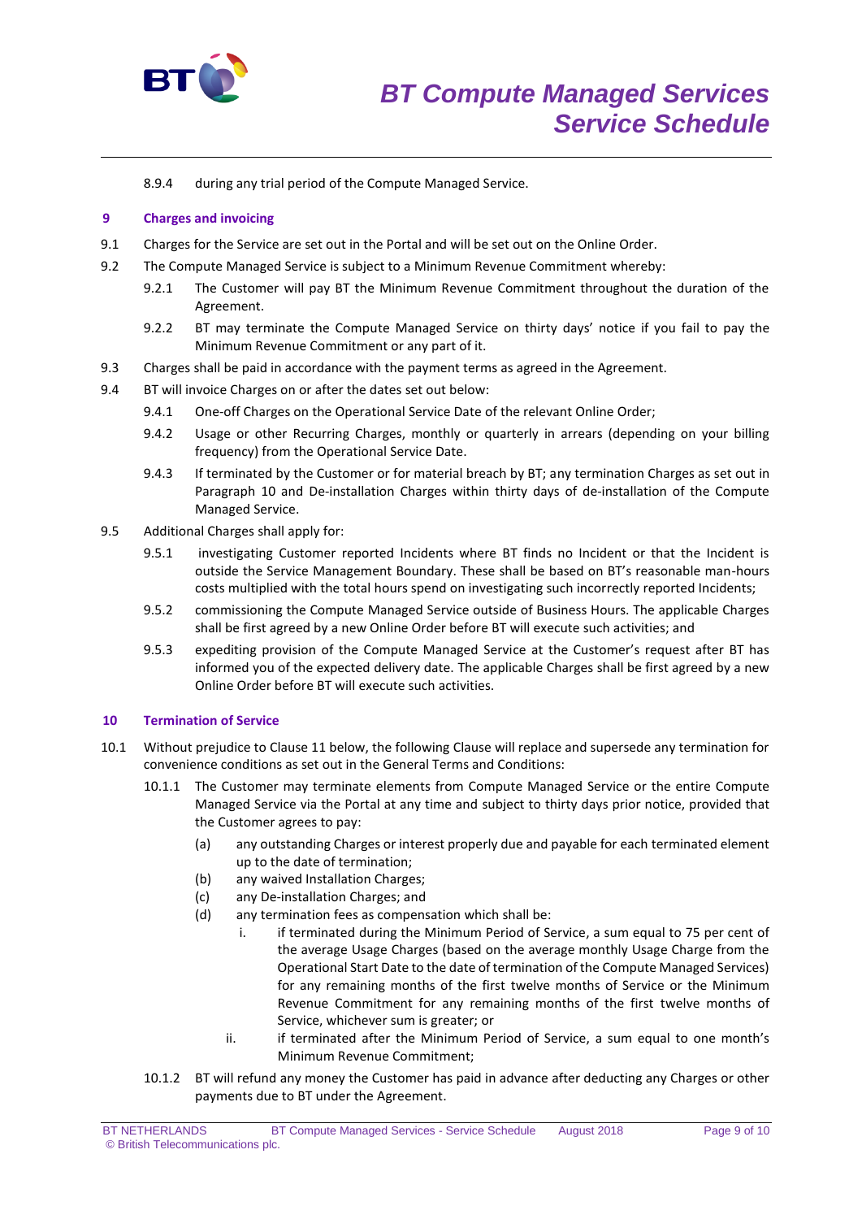8.9.4 during any trial period of the Compute Managed Service.

## 9 Charges and invoicing

9.1 Charges for the Service are set out in the Portal and will be set out on the Online Order.

9.2 The Compute Managed Service is subject to a Minimum Revenue Commitment whereby:

9.2.1 The Customer will pay BT the Minimum Revenue Commitment throughout the duration of the Agreement.

9.2.2 BT may terminate the Compute Managed Service on thirty days' notice if you fail to pay the Minimum Revenue Commitment or any part of it.

9.3 Charges shall be paid in accordance with the payment terms as agreed in the Agreement.

9.4 BT will invoice Charges on or after the dates set out below:

9.4.1 One-off Charges on the Operational Service Date of the relevant Online Order;

9.4.2 Usage or other Recurring Charges, monthly or quarterly in arrears (depending on your billing frequency) from the Operational Service Date.

9.4.3 If terminated by the Customer or for material breach by BT; any termination Charges as set out in Paragraph 10 and De-installation Charges within thirty days of de-installation of the Compute Managed Service.

9.5 Additional Charges shall apply for:

9.5.1 investigating Customer reported Incidents where BT finds no Incident or that the Incident is outside the Service Management Boundary. These shall be based on BT's reasonable man-hours costs multiplied with the total hours spend on investigating such incorrectly reported Incidents;

9.5.2 commissioning the Compute Managed Service outside of Business Hours. The applicable Charges shall be first agreed by a new Online Order before BT will execute such activities; and

9.5.3 expediting provision of the Compute Managed Service at the Customer's request after BT has informed you of the expected delivery date. The applicable Charges shall be first agreed by a new Online Order before BT will execute such activities.

## 10 Termination of Service

10.1 Without prejudice to Clause 11 below, the following Clause will replace and supersede any termination for convenience conditions as set out in the General Terms and Conditions:

10.1.1 The Customer may terminate elements from Compute Managed Service or the entire Compute Managed Service via the Portal at any time and subject to thirty days prior notice, provided that the Customer agrees to pay:

(a) any outstanding Charges or interest properly due and payable for each terminated element up to the date of termination;

(b) any waived Installation Charges;

(c) any De-installation Charges; and

(d) any termination fees as compensation which shall be:

i. if terminated during the Minimum Period of Service, a sum equal to 75 per cent of the average Usage Charges (based on the average monthly Usage Charge from the Operational Start Date to the date of termination of the Compute Managed Services) for any remaining months of the first twelve months of Service or the Minimum Revenue Commitment for any remaining months of the first twelve months of Service, whichever sum is greater; or

ii. if terminated after the Minimum Period of Service, a sum equal to one month's Minimum Revenue Commitment;

10.1.2 BT will refund any money the Customer has paid in advance after deducting any Charges or other payments due to BT under the Agreement.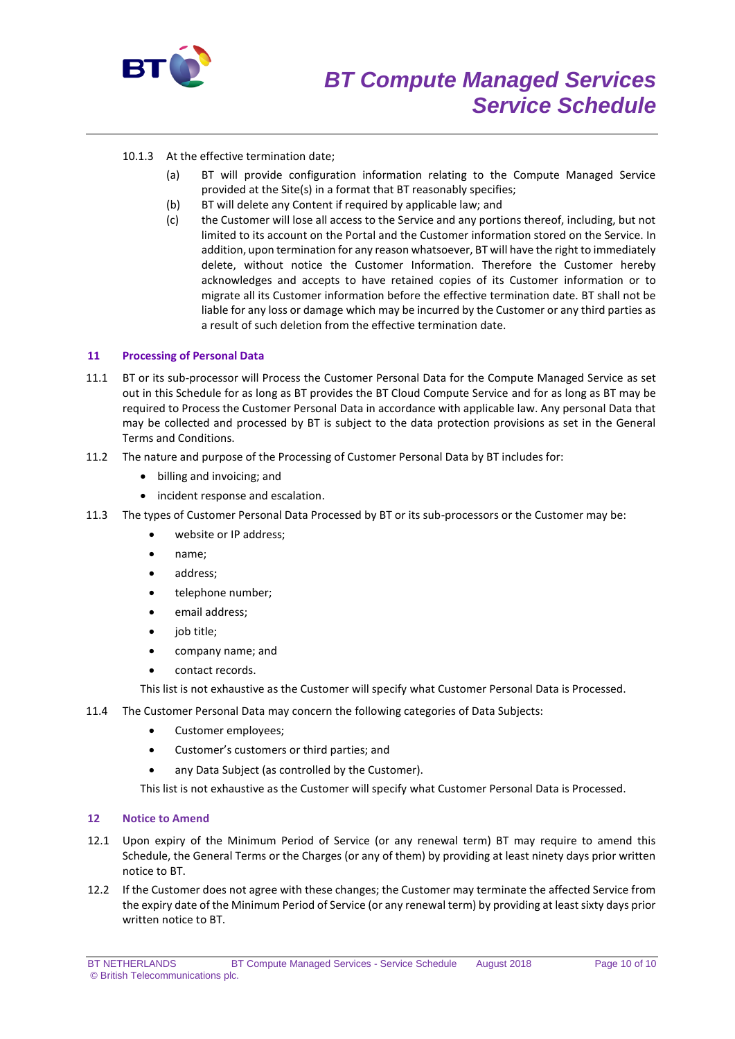10.1.3 At the effective termination date;

(a) BT will provide configuration information relating to the Compute Managed Service provided at the Site(s) in a format that BT reasonably specifies;

(b) BT will delete any Content if required by applicable law; and

(c) the Customer will lose all access to the Service and any portions thereof, including, but not limited to its account on the Portal and the Customer information stored on the Service. In addition, upon termination for any reason whatsoever, BT will have the right to immediately delete, without notice the Customer Information. Therefore the Customer hereby acknowledges and accepts to have retained copies of its Customer information or to migrate all its Customer information before the effective termination date. BT shall not be liable for any loss or damage which may be incurred by the Customer or any third parties as a result of such deletion from the effective termination date.

## 11 Processing of Personal Data

11.1 BT or its sub-processor will Process the Customer Personal Data for the Compute Managed Service as set out in this Schedule for as long as BT provides the BT Cloud Compute Service and for as long as BT may be required to Process the Customer Personal Data in accordance with applicable law. Any personal Data that may be collected and processed by BT is subject to the data protection provisions as set in the General Terms and Conditions.

11.2 The nature and purpose of the Processing of Customer Personal Data by BT includes for:

- billing and invoicing; and
- incident response and escalation.

11.3 The types of Customer Personal Data Processed by BT or its sub-processors or the Customer may be:

- website or IP address;
- name;
- address;
- telephone number;
- email address;
- job title;
- company name; and
- contact records.

This list is not exhaustive as the Customer will specify what Customer Personal Data is Processed.

11.4 The Customer Personal Data may concern the following categories of Data Subjects:

- Customer employees;
- Customer's customers or third parties; and
- any Data Subject (as controlled by the Customer).

This list is not exhaustive as the Customer will specify what Customer Personal Data is Processed.

## 12 Notice to Amend

12.1 Upon expiry of the Minimum Period of Service (or any renewal term) BT may require to amend this Schedule, the General Terms or the Charges (or any of them) by providing at least ninety days prior written notice to BT.

12.2 If the Customer does not agree with these changes; the Customer may terminate the affected Service from the expiry date of the Minimum Period of Service (or any renewal term) by providing at least sixty days prior written notice to BT.